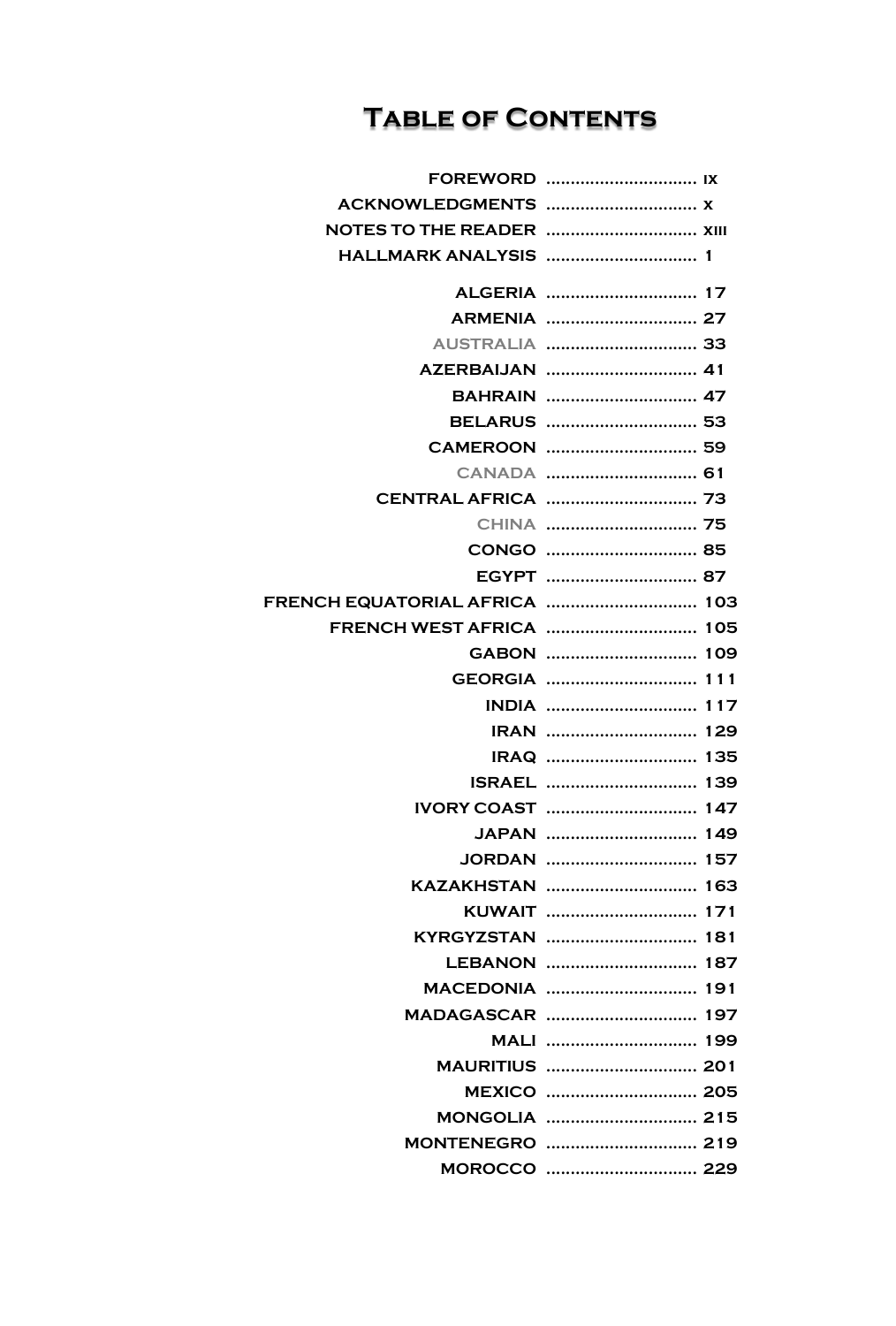# Table of Contents

| | |
|---|---|
| FOREWORD | ix |
| ACKNOWLEDGMENTS | x |
| NOTES TO THE READER | xiii |
| HALLMARK ANALYSIS | 1 |
| ALGERIA | 17 |
| ARMENIA | 27 |
| AUSTRALIA | 33 |
| AZERBAIJAN | 41 |
| BAHRAIN | 47 |
| BELARUS | 53 |
| CAMEROON | 59 |
| CANADA | 61 |
| CENTRAL AFRICA | 73 |
| CHINA | 75 |
| CONGO | 85 |
| EGYPT | 87 |
| FRENCH EQUATORIAL AFRICA | 103 |
| FRENCH WEST AFRICA | 105 |
| GABON | 109 |
| GEORGIA | 111 |
| INDIA | 117 |
| IRAN | 129 |
| IRAQ | 135 |
| ISRAEL | 139 |
| IVORY COAST | 147 |
| JAPAN | 149 |
| JORDAN | 157 |
| KAZAKHSTAN | 163 |
| KUWAIT | 171 |
| KYRGYZSTAN | 181 |
| LEBANON | 187 |
| MACEDONIA | 191 |
| MADAGASCAR | 197 |
| MALI | 199 |
| MAURITIUS | 201 |
| MEXICO | 205 |
| MONGOLIA | 215 |
| MONTENEGRO | 219 |
| MOROCCO | 229 |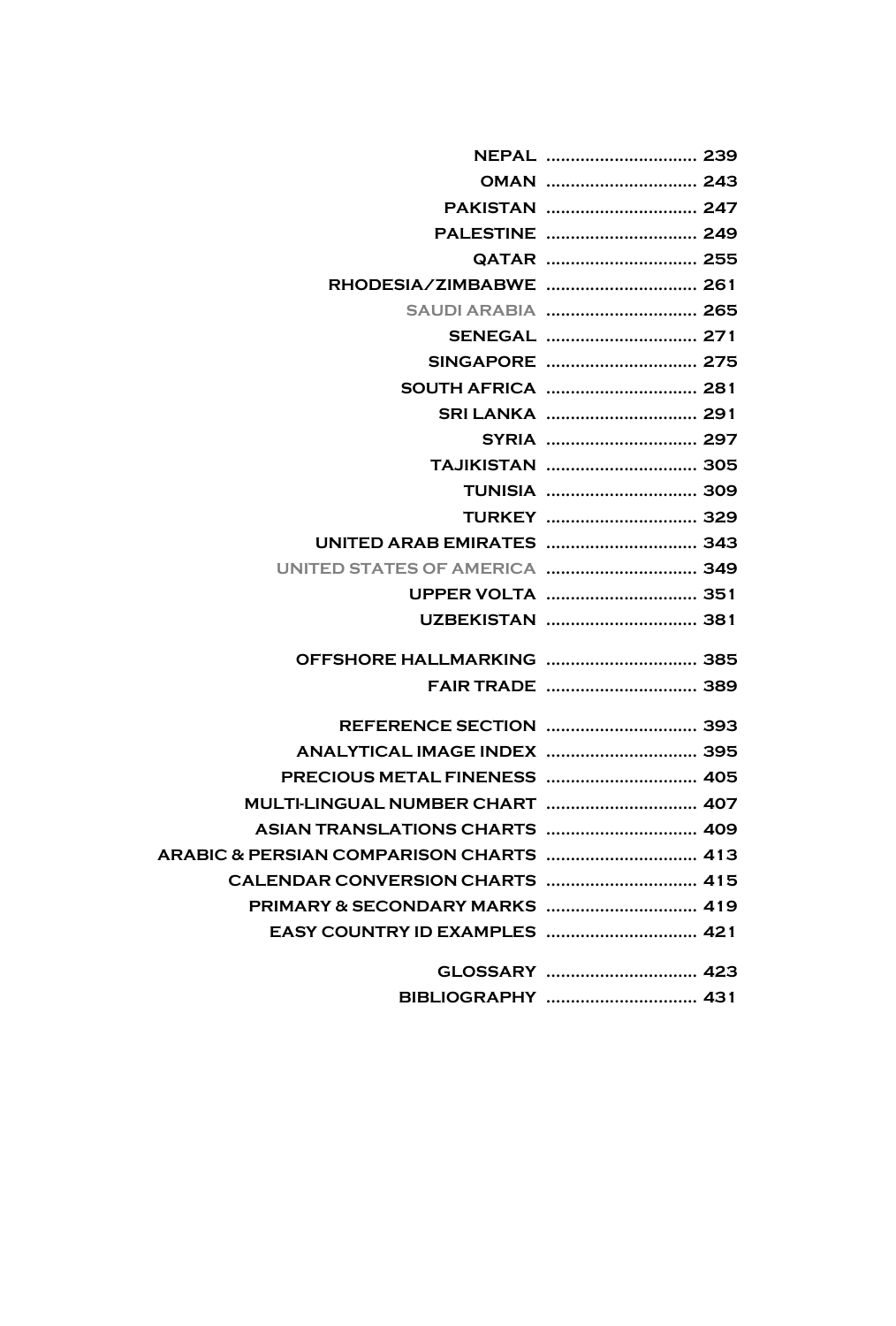NEPAL ............................... 239
OMAN ............................... 243
PAKISTAN ............................... 247
PALESTINE ............................... 249
QATAR ............................... 255
RHODESIA/ZIMBABWE ............................... 261
SAUDI ARABIA ............................... 265
SENEGAL ............................... 271
SINGAPORE ............................... 275
SOUTH AFRICA ............................... 281
SRI LANKA ............................... 291
SYRIA ............................... 297
TAJIKISTAN ............................... 305
TUNISIA ............................... 309
TURKEY ............................... 329
UNITED ARAB EMIRATES ............................... 343
UNITED STATES OF AMERICA ............................... 349
UPPER VOLTA ............................... 351
UZBEKISTAN ............................... 381

OFFSHORE HALLMARKING ............................... 385
FAIR TRADE ............................... 389

REFERENCE SECTION ............................... 393
ANALYTICAL IMAGE INDEX ............................... 395
PRECIOUS METAL FINENESS ............................... 405
MULTI-LINGUAL NUMBER CHART ............................... 407
ASIAN TRANSLATIONS CHARTS ............................... 409
ARABIC & PERSIAN COMPARISON CHARTS ............................... 413
CALENDAR CONVERSION CHARTS ............................... 415
PRIMARY & SECONDARY MARKS ............................... 419
EASY COUNTRY ID EXAMPLES ............................... 421

GLOSSARY ............................... 423
BIBLIOGRAPHY ............................... 431